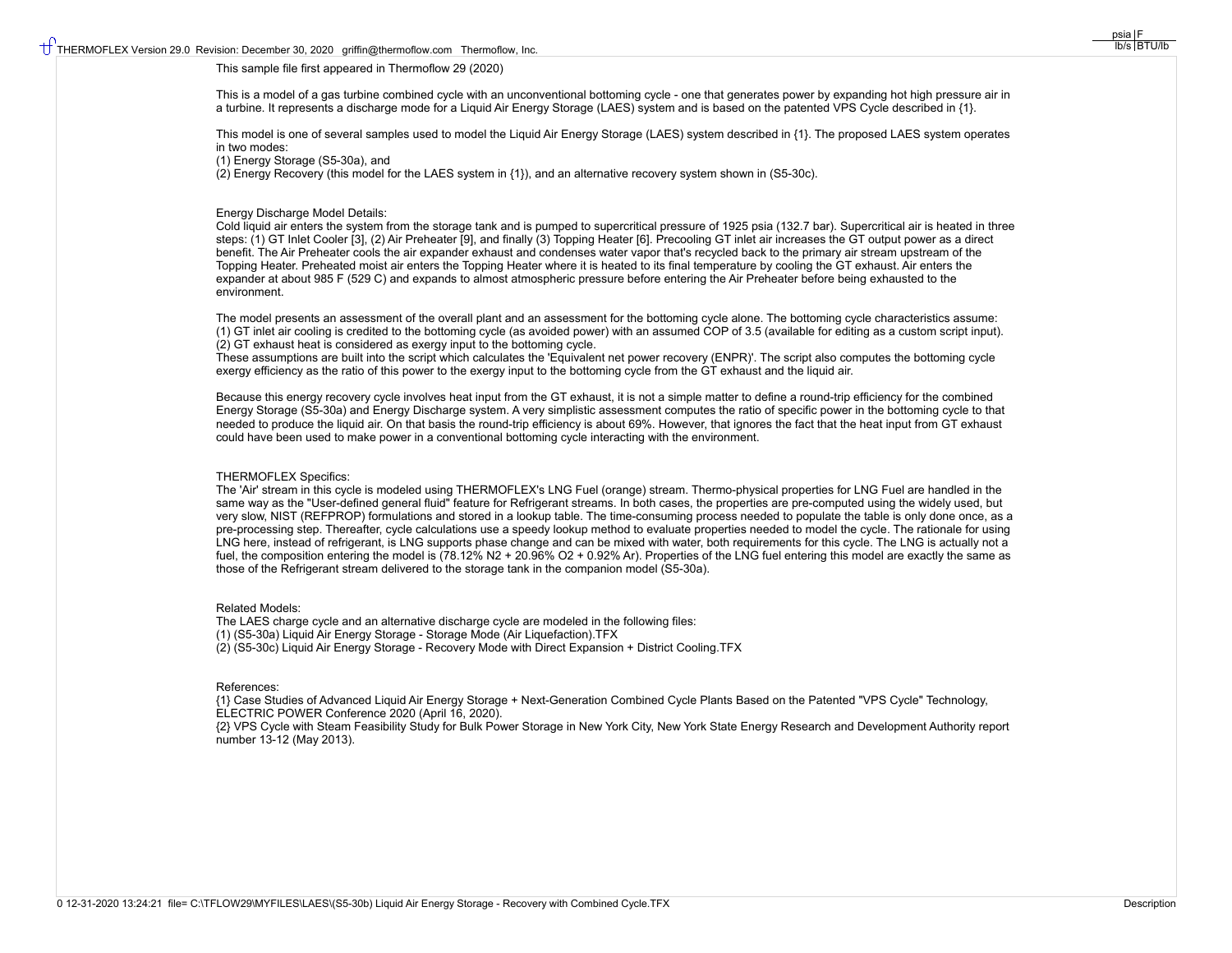This sample file first appeared in Thermoflow 29 (2020)

This is a model of a gas turbine combined cycle with an unconventional bottoming cycle - one that generates power by expanding hot high pressure air in a turbine. It represents a discharge mode for a Liquid Air Energy Storage (LAES) system and is based on the patented VPS Cycle described in {1}.

This model is one of several samples used to model the Liquid Air Energy Storage (LAES) system described in {1}. The proposed LAES system operates in two modes:
(1) Energy Storage (S5-30a), and
(2) Energy Recovery (this model for the LAES system in {1}), and an alternative recovery system shown in (S5-30c).

Energy Discharge Model Details:
Cold liquid air enters the system from the storage tank and is pumped to supercritical pressure of 1925 psia (132.7 bar). Supercritical air is heated in three steps: (1) GT Inlet Cooler [3], (2) Air Preheater [9], and finally (3) Topping Heater [6]. Precooling GT inlet air increases the GT output power as a direct benefit. The Air Preheater cools the air expander exhaust and condenses water vapor that's recycled back to the primary air stream upstream of the Topping Heater. Preheated moist air enters the Topping Heater where it is heated to its final temperature by cooling the GT exhaust. Air enters the expander at about 985 F (529 C) and expands to almost atmospheric pressure before entering the Air Preheater before being exhausted to the environment.

The model presents an assessment of the overall plant and an assessment for the bottoming cycle alone. The bottoming cycle characteristics assume:
(1) GT inlet air cooling is credited to the bottoming cycle (as avoided power) with an assumed COP of 3.5 (available for editing as a custom script input).
(2) GT exhaust heat is considered as exergy input to the bottoming cycle.
These assumptions are built into the script which calculates the 'Equivalent net power recovery (ENPR)'. The script also computes the bottoming cycle exergy efficiency as the ratio of this power to the exergy input to the bottoming cycle from the GT exhaust and the liquid air.

Because this energy recovery cycle involves heat input from the GT exhaust, it is not a simple matter to define a round-trip efficiency for the combined Energy Storage (S5-30a) and Energy Discharge system. A very simplistic assessment computes the ratio of specific power in the bottoming cycle to that needed to produce the liquid air. On that basis the round-trip efficiency is about 69%. However, that ignores the fact that the heat input from GT exhaust could have been used to make power in a conventional bottoming cycle interacting with the environment.

THERMOFLEX Specifics:
The 'Air' stream in this cycle is modeled using THERMOFLEX's LNG Fuel (orange) stream. Thermo-physical properties for LNG Fuel are handled in the same way as the "User-defined general fluid" feature for Refrigerant streams. In both cases, the properties are pre-computed using the widely used, but very slow, NIST (REFPROP) formulations and stored in a lookup table. The time-consuming process needed to populate the table is only done once, as a pre-processing step. Thereafter, cycle calculations use a speedy lookup method to evaluate properties needed to model the cycle. The rationale for using LNG here, instead of refrigerant, is LNG supports phase change and can be mixed with water, both requirements for this cycle. The LNG is actually not a fuel, the composition entering the model is (78.12% $N_2$ + 20.96% $O_2$ + 0.92% Ar). Properties of the LNG fuel entering this model are exactly the same as those of the Refrigerant stream delivered to the storage tank in the companion model (S5-30a).

Related Models:
The LAES charge cycle and an alternative discharge cycle are modeled in the following files:
(1) (S5-30a) Liquid Air Energy Storage - Storage Mode (Air Liquefaction).TFX
(2) (S5-30c) Liquid Air Energy Storage - Recovery Mode with Direct Expansion + District Cooling.TFX

References:
{1} Case Studies of Advanced Liquid Air Energy Storage + Next-Generation Combined Cycle Plants Based on the Patented "VPS Cycle" Technology, ELECTRIC POWER Conference 2020 (April 16, 2020).
{2} VPS Cycle with Steam Feasibility Study for Bulk Power Storage in New York City, New York State Energy Research and Development Authority report number 13-12 (May 2013).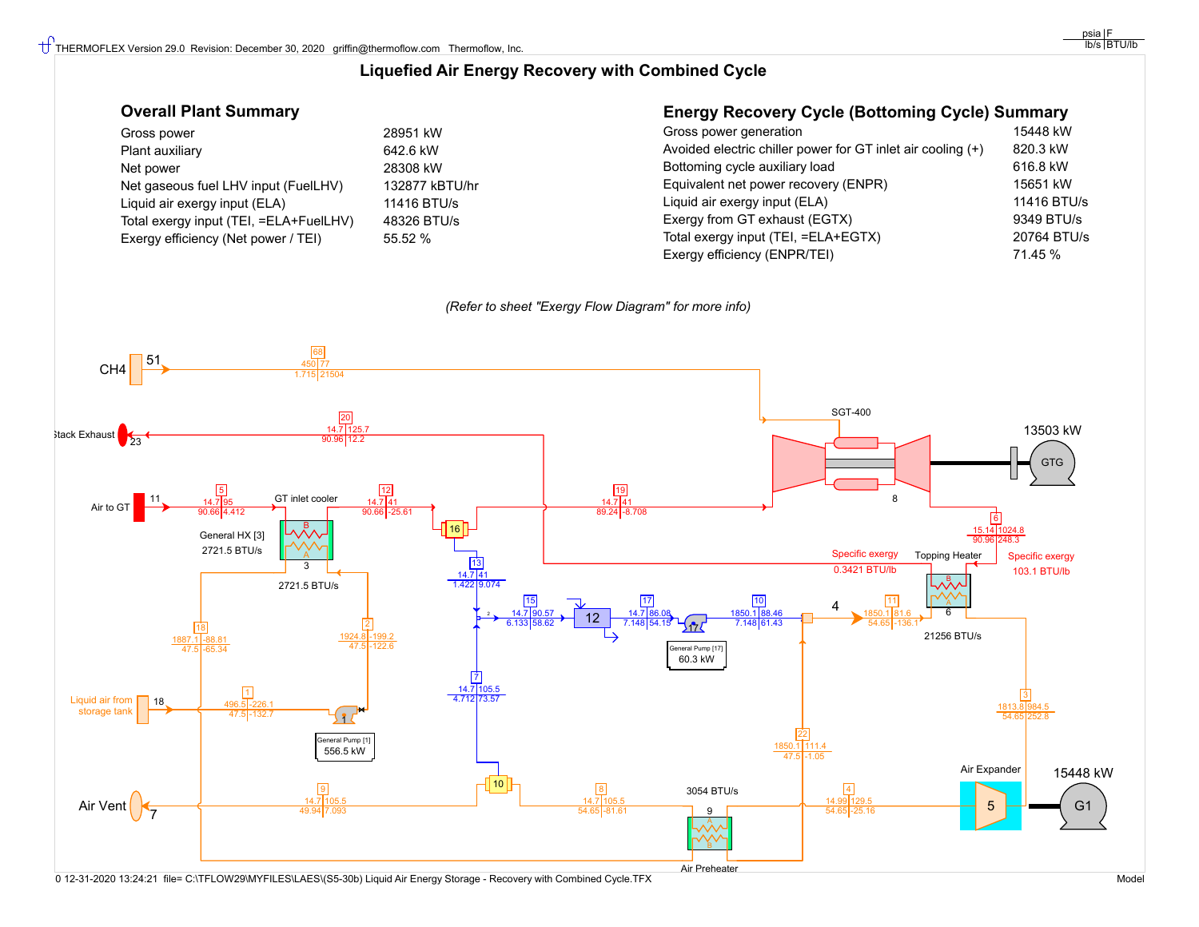# Liquefied Air Energy Recovery with Combined Cycle

## Overall Plant Summary

| | |
|---|---|
| Gross power | 28951 kW |
| Plant auxiliary | 642.6 kW |
| Net power | 28308 kW |
| Net gaseous fuel LHV input (FuelLHV) | 132877 kBTU/hr |
| Liquid air exergy input (ELA) | 11416 BTU/s |
| Total exergy input (TEI, =ELA+FuelLHV) | 48326 BTU/s |
| Exergy efficiency (Net power / TEI) | 55.52 % |

## Energy Recovery Cycle (Bottoming Cycle) Summary

| | |
|---|---|
| Gross power generation | 15448 kW |
| Avoided electric chiller power for GT inlet air cooling (+) | 820.3 kW |
| Bottoming cycle auxiliary load | 616.8 kW |
| Equivalent net power recovery (ENPR) | 15651 kW |
| Liquid air exergy input (ELA) | 11416 BTU/s |
| Exergy from GT exhaust (EGTX) | 9349 BTU/s |
| Total exergy input (TEI, =ELA+EGTX) | 20764 BTU/s |
| Exergy efficiency (ENPR/TEI) | 71.45 % |

*(Refer to sheet "Exergy Flow Diagram" for more info)*

Units: psia | F ; lb/s | BTU/lb

CH4 51; Stack Exhaust 23; Air to GT 11; Liquid air from storage tank 18; Air Vent 7

SGT-400 (8); GTG 13503 kW

GT inlet cooler — General HX [3], 2721.5 BTU/s

Topping Heater (6) — 21256 BTU/s; Specific exergy 0.3421 BTU/lb; Specific exergy 103.1 BTU/lb

Air Preheater (9) — 3054 BTU/s

Air Expander (5); G1 15448 kW

General Pump [1] 556.5 kW; General Pump [17] 60.3 kW

| Stream | P (psia) | T (F) | m (lb/s) | h (BTU/lb) |
|---|---|---|---|---|
| 68 | 450 | 77 | 1.715 | 21504 |
| 20 | 14.7 | 125.7 | 90.96 | 12.2 |
| 5 | 14.7 | 95 | 90.66 | 4.412 |
| 12 | 14.7 | 41 | 90.66 | -25.61 |
| 19 | 14.7 | 41 | 89.24 | -8.708 |
| 6 | 15.14 | 1024.8 | 90.96 | 248.3 |
| 13 | 14.7 | 41 | 1.422 | 9.074 |
| 15 | 14.7 | 90.57 | 6.133 | 58.62 |
| 17 | 14.7 | 86.08 | 7.148 | 54.15 |
| 10 | 1850.1 | 88.46 | 7.148 | 61.43 |
| 11 | 1850.1 | 81.6 | 54.65 | -136.1 |
| 18 | 1887.1 | -88.81 | 47.5 | -65.34 |
| 2 | 1924.8 | -199.2 | 47.5 | -122.6 |
| 1 | 496.5 | -226.1 | 47.5 | -132.7 |
| 7 | 14.7 | 105.5 | 4.712 | 73.57 |
| 3 | 1813.8 | 984.5 | 54.65 | 252.8 |
| 22 | 1850.1 | 111.4 | 47.5 | -1.05 |
| 9 | 14.7 | 105.5 | 49.94 | 7.093 |
| 8 | 14.7 | 105.5 | 54.65 | -81.61 |
| 4 | 14.99 | 129.5 | 54.65 | -25.16 |

0 12-31-2020 13:24:21 file= C:\TFLOW29\MYFILES\LAES\(S5-30b) Liquid Air Energy Storage - Recovery with Combined Cycle.TFX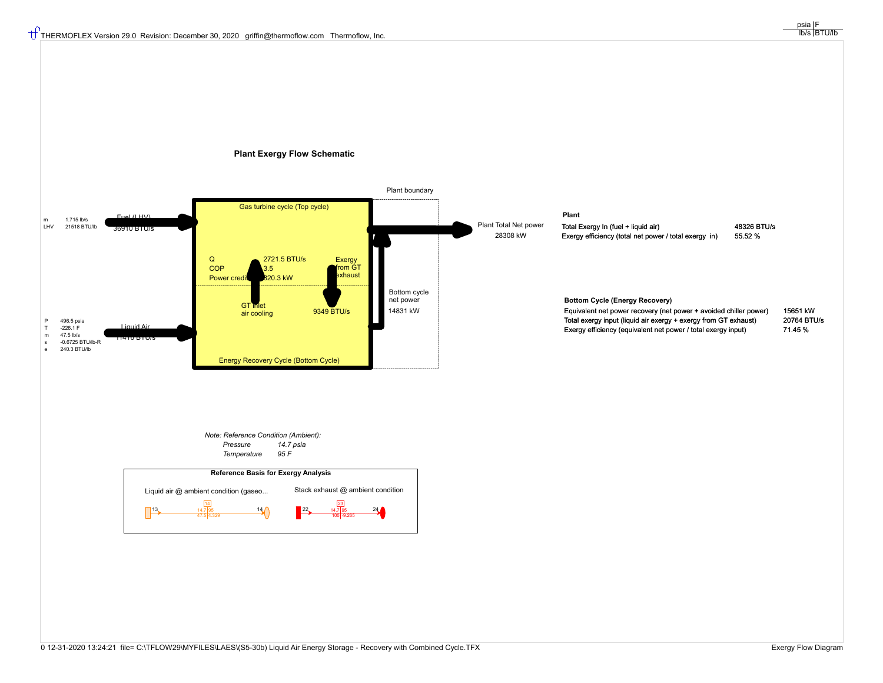psia | F
lb/s | BTU/lb

THERMOFLEX Version 29.0 Revision: December 30, 2020 griffin@thermoflow.com Thermoflow, Inc.

## Plant Exergy Flow Schematic

Plant boundary

Gas turbine cycle (Top cycle)

m 1.715 lb/s
LHV 21518 BTU/lb

Fuel (LHV)
36910 BTU/s

Q 2721.5 BTU/s
COP 3.5
Power credit 820.3 kW

GT inlet air cooling

Exergy from GT exhaust

9349 BTU/s

Bottom cycle net power
14831 kW

P 496.5 psia
T -226.1 F
m 47.5 lb/s
s -0.6725 BTU/lb-R
e 240.3 BTU/lb

Liquid Air
11416 BTU/s

Energy Recovery Cycle (Bottom Cycle)

Plant Total Net power
28308 kW

### Plant

| | |
|---|---|
| Total Exergy In (fuel + liquid air) | 48326 BTU/s |
| Exergy efficiency (total net power / total exergy in) | 55.52 % |

### Bottom Cycle (Energy Recovery)

| | |
|---|---|
| Equivalent net power recovery (net power + avoided chiller power) | 15651 kW |
| Total exergy input (liquid air exergy + exergy from GT exhaust) | 20764 BTU/s |
| Exergy efficiency (equivalent net power / total exergy input) | 71.45 % |

*Note: Reference Condition (Ambient):*
*Pressure 14.7 psia*
*Temperature 95 F*

**Reference Basis for Exergy Analysis**

Liquid air @ ambient condition (gaseo...
13 — 14 — 14
14.7 | 95
47.5 | 4.329

Stack exhaust @ ambient condition
22 — 23 — 24
14.7 | 95
100 | -9.265

0 12-31-2020 13:24:21 file= C:\TFLOW29\MYFILES\LAES\(S5-30b) Liquid Air Energy Storage - Recovery with Combined Cycle.TFX

Exergy Flow Diagram